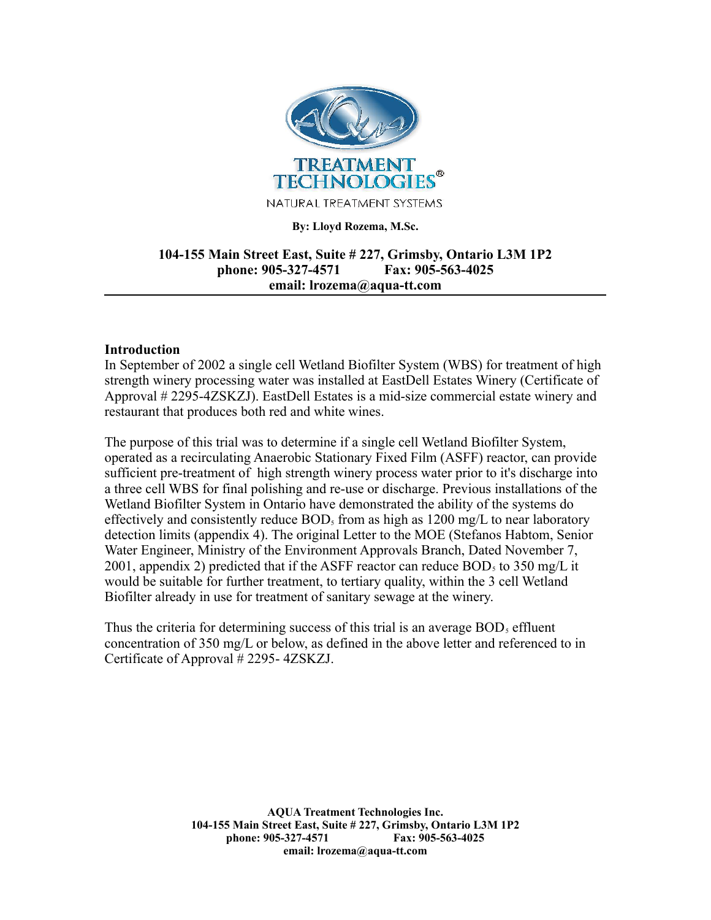TREATMENT TECHNOLOGIES®

NATURAL TREATMENT SYSTEMS

**By: Lloyd Rozema, M.Sc.**

**104-155 Main Street East, Suite # 227, Grimsby, Ontario L3M 1P2**
**phone: 905-327-4571 Fax: 905-563-4025**
**email: lrozema@aqua-tt.com**

---

## Introduction

In September of 2002 a single cell Wetland Biofilter System (WBS) for treatment of high strength winery processing water was installed at EastDell Estates Winery (Certificate of Approval # 2295-4ZSKZJ). EastDell Estates is a mid-size commercial estate winery and restaurant that produces both red and white wines.

The purpose of this trial was to determine if a single cell Wetland Biofilter System, operated as a recirculating Anaerobic Stationary Fixed Film (ASFF) reactor, can provide sufficient pre-treatment of high strength winery process water prior to it's discharge into a three cell WBS for final polishing and re-use or discharge. Previous installations of the Wetland Biofilter System in Ontario have demonstrated the ability of the systems do effectively and consistently reduce $BOD_5$ from as high as 1200 mg/L to near laboratory detection limits (appendix 4). The original Letter to the MOE (Stefanos Habtom, Senior Water Engineer, Ministry of the Environment Approvals Branch, Dated November 7, 2001, appendix 2) predicted that if the ASFF reactor can reduce $BOD_5$ to 350 mg/L it would be suitable for further treatment, to tertiary quality, within the 3 cell Wetland Biofilter already in use for treatment of sanitary sewage at the winery.

Thus the criteria for determining success of this trial is an average $BOD_5$ effluent concentration of 350 mg/L or below, as defined in the above letter and referenced to in Certificate of Approval # 2295- 4ZSKZJ.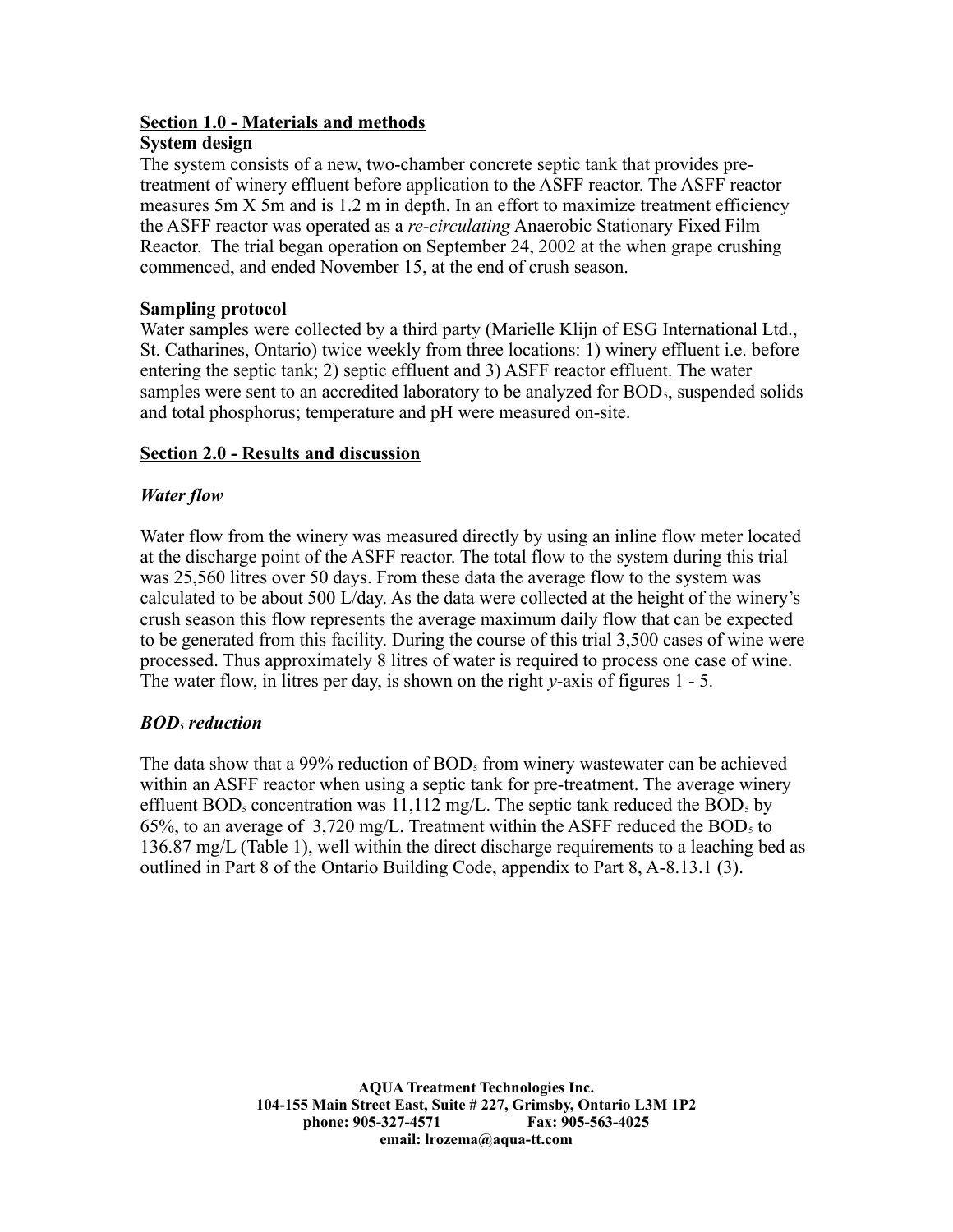## Section 1.0 - Materials and methods

### System design

The system consists of a new, two-chamber concrete septic tank that provides pre-treatment of winery effluent before application to the ASFF reactor. The ASFF reactor measures 5m X 5m and is 1.2 m in depth. In an effort to maximize treatment efficiency the ASFF reactor was operated as a *re-circulating* Anaerobic Stationary Fixed Film Reactor. The trial began operation on September 24, 2002 at the when grape crushing commenced, and ended November 15, at the end of crush season.

### Sampling protocol

Water samples were collected by a third party (Marielle Klijn of ESG International Ltd., St. Catharines, Ontario) twice weekly from three locations: 1) winery effluent i.e. before entering the septic tank; 2) septic effluent and 3) ASFF reactor effluent. The water samples were sent to an accredited laboratory to be analyzed for $BOD_5$, suspended solids and total phosphorus; temperature and pH were measured on-site.

## Section 2.0 - Results and discussion

### *Water flow*

Water flow from the winery was measured directly by using an inline flow meter located at the discharge point of the ASFF reactor. The total flow to the system during this trial was 25,560 litres over 50 days. From these data the average flow to the system was calculated to be about 500 L/day. As the data were collected at the height of the winery's crush season this flow represents the average maximum daily flow that can be expected to be generated from this facility. During the course of this trial 3,500 cases of wine were processed. Thus approximately 8 litres of water is required to process one case of wine. The water flow, in litres per day, is shown on the right *y*-axis of figures 1 - 5.

### *$BOD_5$ reduction*

The data show that a 99% reduction of $BOD_5$ from winery wastewater can be achieved within an ASFF reactor when using a septic tank for pre-treatment. The average winery effluent $BOD_5$ concentration was 11,112 mg/L. The septic tank reduced the $BOD_5$ by 65%, to an average of 3,720 mg/L. Treatment within the ASFF reduced the $BOD_5$ to 136.87 mg/L (Table 1), well within the direct discharge requirements to a leaching bed as outlined in Part 8 of the Ontario Building Code, appendix to Part 8, A-8.13.1 (3).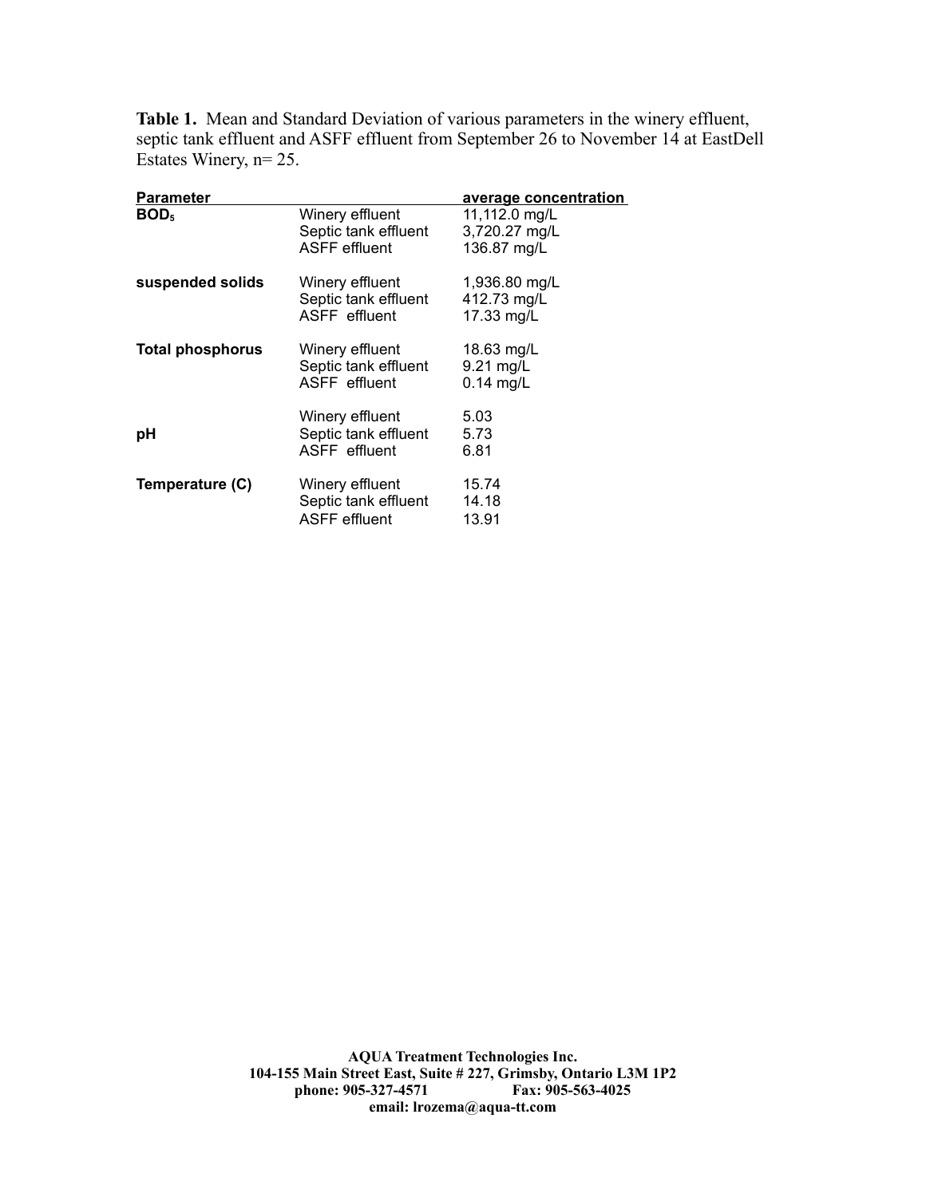**Table 1.** Mean and Standard Deviation of various parameters in the winery effluent, septic tank effluent and ASFF effluent from September 26 to November 14 at EastDell Estates Winery, n= 25.

| Parameter | | average concentration |
|---|---|---|
| **$BOD_5$** | Winery effluent | 11,112.0 mg/L |
| | Septic tank effluent | 3,720.27 mg/L |
| | ASFF effluent | 136.87 mg/L |
| **suspended solids** | Winery effluent | 1,936.80 mg/L |
| | Septic tank effluent | 412.73 mg/L |
| | ASFF effluent | 17.33 mg/L |
| **Total phosphorus** | Winery effluent | 18.63 mg/L |
| | Septic tank effluent | 9.21 mg/L |
| | ASFF effluent | 0.14 mg/L |
| **pH** | Winery effluent | 5.03 |
| | Septic tank effluent | 5.73 |
| | ASFF effluent | 6.81 |
| **Temperature (C)** | Winery effluent | 15.74 |
| | Septic tank effluent | 14.18 |
| | ASFF effluent | 13.91 |

**AQUA Treatment Technologies Inc.**
**104-155 Main Street East, Suite # 227, Grimsby, Ontario L3M 1P2**
**phone: 905-327-4571 Fax: 905-563-4025**
**email: lrozema@aqua-tt.com**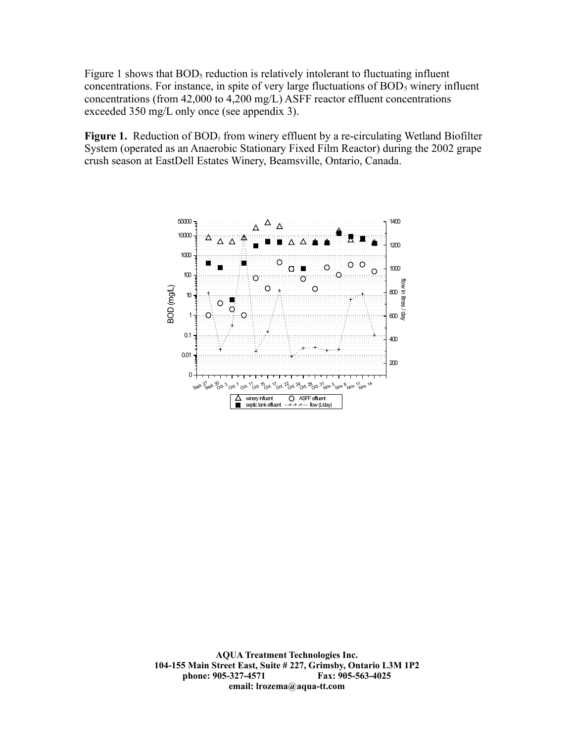Figure 1 shows that $BOD_5$ reduction is relatively intolerant to fluctuating influent concentrations. For instance, in spite of very large fluctuations of $BOD_5$ winery influent concentrations (from 42,000 to 4,200 mg/L) ASFF reactor effluent concentrations exceeded 350 mg/L only once (see appendix 3).

**Figure 1.** Reduction of $BOD_5$ from winery effluent by a re-circulating Wetland Biofilter System (operated as an Anaerobic Stationary Fixed Film Reactor) during the 2002 grape crush season at EastDell Estates Winery, Beamsville, Ontario, Canada.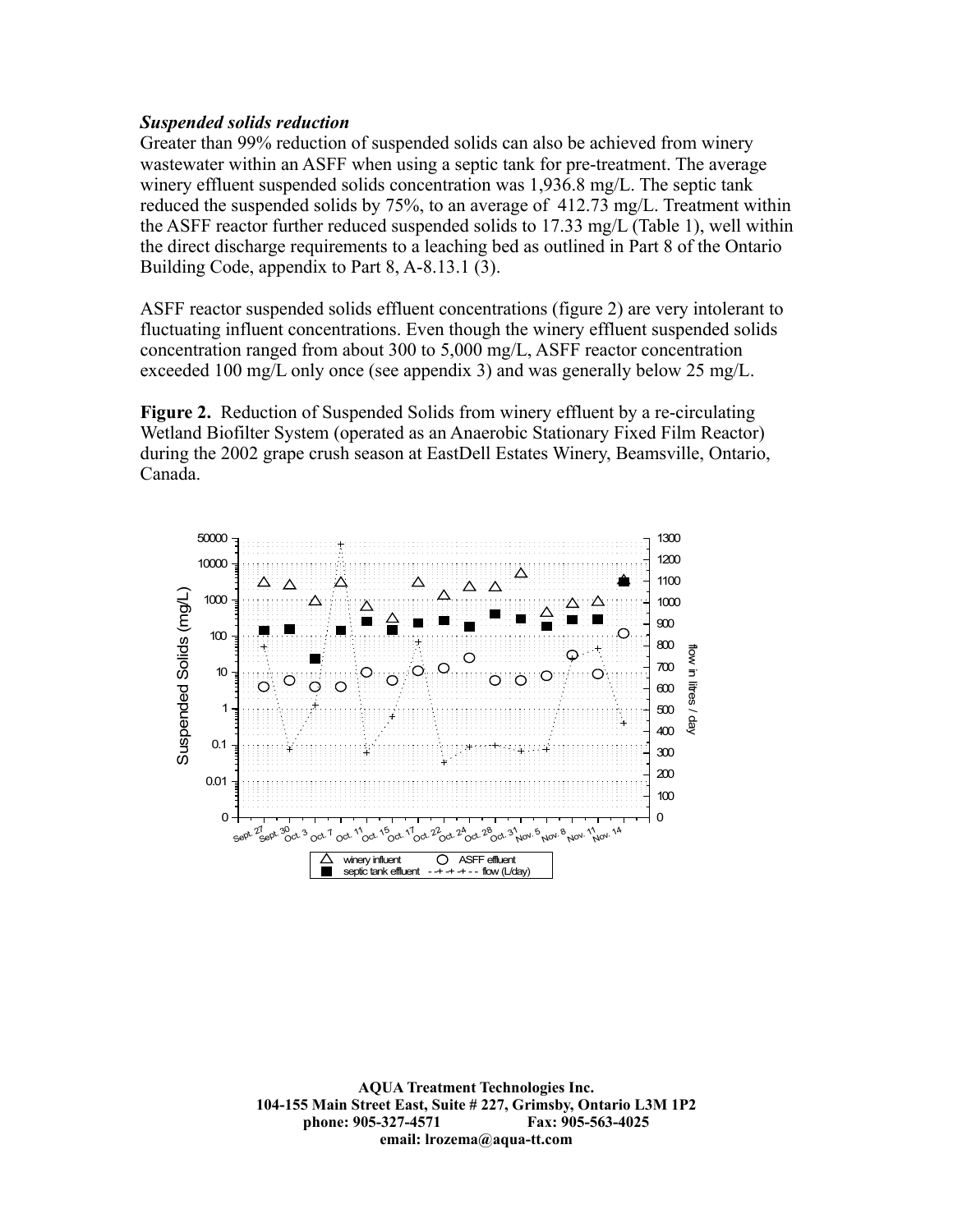***Suspended solids reduction***

Greater than 99% reduction of suspended solids can also be achieved from winery wastewater within an ASFF when using a septic tank for pre-treatment. The average winery effluent suspended solids concentration was 1,936.8 mg/L. The septic tank reduced the suspended solids by 75%, to an average of 412.73 mg/L. Treatment within the ASFF reactor further reduced suspended solids to 17.33 mg/L (Table 1), well within the direct discharge requirements to a leaching bed as outlined in Part 8 of the Ontario Building Code, appendix to Part 8, A-8.13.1 (3).

ASFF reactor suspended solids effluent concentrations (figure 2) are very intolerant to fluctuating influent concentrations. Even though the winery effluent suspended solids concentration ranged from about 300 to 5,000 mg/L, ASFF reactor concentration exceeded 100 mg/L only once (see appendix 3) and was generally below 25 mg/L.

**Figure 2.** Reduction of Suspended Solids from winery effluent by a re-circulating Wetland Biofilter System (operated as an Anaerobic Stationary Fixed Film Reactor) during the 2002 grape crush season at EastDell Estates Winery, Beamsville, Ontario, Canada.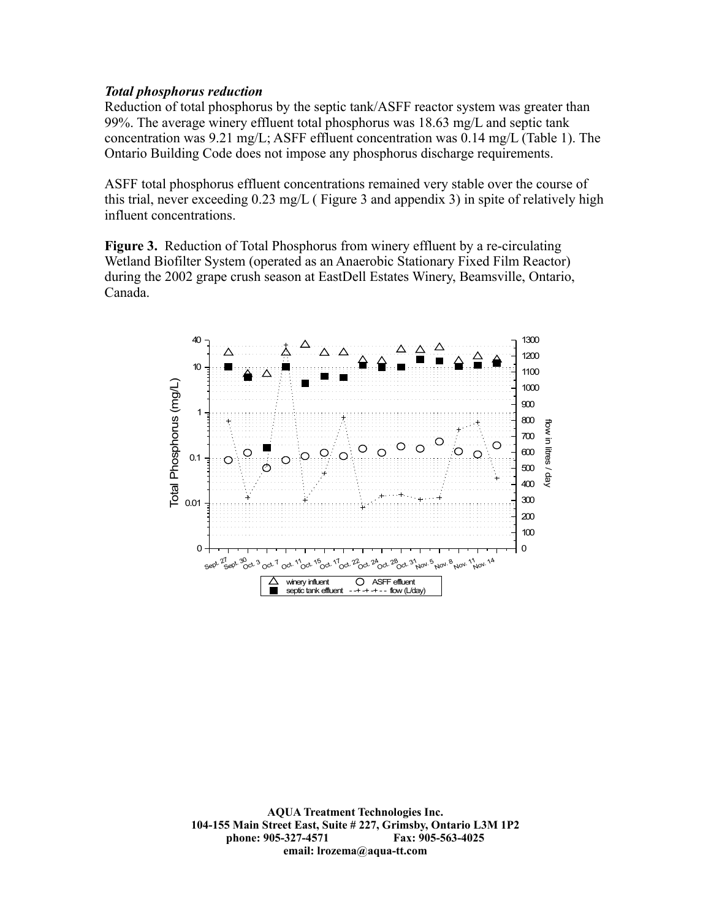### *Total phosphorus reduction*

Reduction of total phosphorus by the septic tank/ASFF reactor system was greater than 99%. The average winery effluent total phosphorus was 18.63 mg/L and septic tank concentration was 9.21 mg/L; ASFF effluent concentration was 0.14 mg/L (Table 1). The Ontario Building Code does not impose any phosphorus discharge requirements.

ASFF total phosphorus effluent concentrations remained very stable over the course of this trial, never exceeding 0.23 mg/L ( Figure 3 and appendix 3) in spite of relatively high influent concentrations.

**Figure 3.** Reduction of Total Phosphorus from winery effluent by a re-circulating Wetland Biofilter System (operated as an Anaerobic Stationary Fixed Film Reactor) during the 2002 grape crush season at EastDell Estates Winery, Beamsville, Ontario, Canada.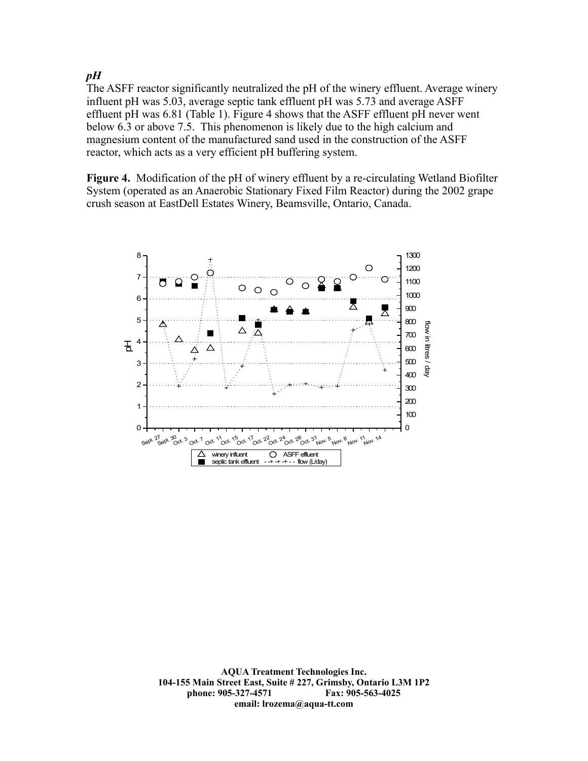### *pH*

The ASFF reactor significantly neutralized the pH of the winery effluent. Average winery influent pH was 5.03, average septic tank effluent pH was 5.73 and average ASFF effluent pH was 6.81 (Table 1). Figure 4 shows that the ASFF effluent pH never went below 6.3 or above 7.5. This phenomenon is likely due to the high calcium and magnesium content of the manufactured sand used in the construction of the ASFF reactor, which acts as a very efficient pH buffering system.

**Figure 4.** Modification of the pH of winery effluent by a re-circulating Wetland Biofilter System (operated as an Anaerobic Stationary Fixed Film Reactor) during the 2002 grape crush season at EastDell Estates Winery, Beamsville, Ontario, Canada.

**AQUA Treatment Technologies Inc.**
**104-155 Main Street East, Suite # 227, Grimsby, Ontario L3M 1P2**
**phone: 905-327-4571 Fax: 905-563-4025**
**email: lrozema@aqua-tt.com**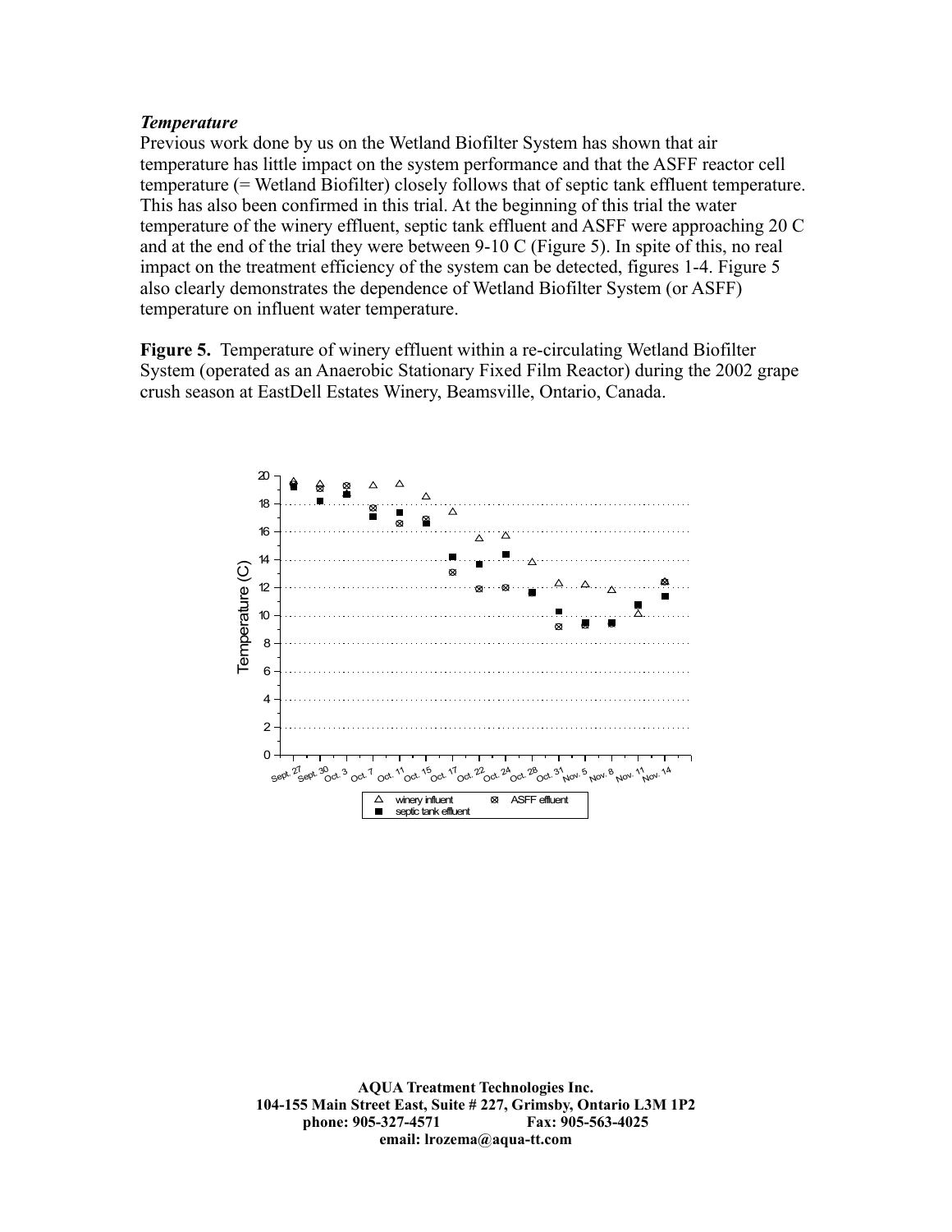***Temperature***

Previous work done by us on the Wetland Biofilter System has shown that air temperature has little impact on the system performance and that the ASFF reactor cell temperature (= Wetland Biofilter) closely follows that of septic tank effluent temperature. This has also been confirmed in this trial. At the beginning of this trial the water temperature of the winery effluent, septic tank effluent and ASFF were approaching 20 C and at the end of the trial they were between 9-10 C (Figure 5). In spite of this, no real impact on the treatment efficiency of the system can be detected, figures 1-4. Figure 5 also clearly demonstrates the dependence of Wetland Biofilter System (or ASFF) temperature on influent water temperature.

**Figure 5.** Temperature of winery effluent within a re-circulating Wetland Biofilter System (operated as an Anaerobic Stationary Fixed Film Reactor) during the 2002 grape crush season at EastDell Estates Winery, Beamsville, Ontario, Canada.

**AQUA Treatment Technologies Inc.**
**104-155 Main Street East, Suite # 227, Grimsby, Ontario L3M 1P2**
**phone: 905-327-4571 Fax: 905-563-4025**
**email: lrozema@aqua-tt.com**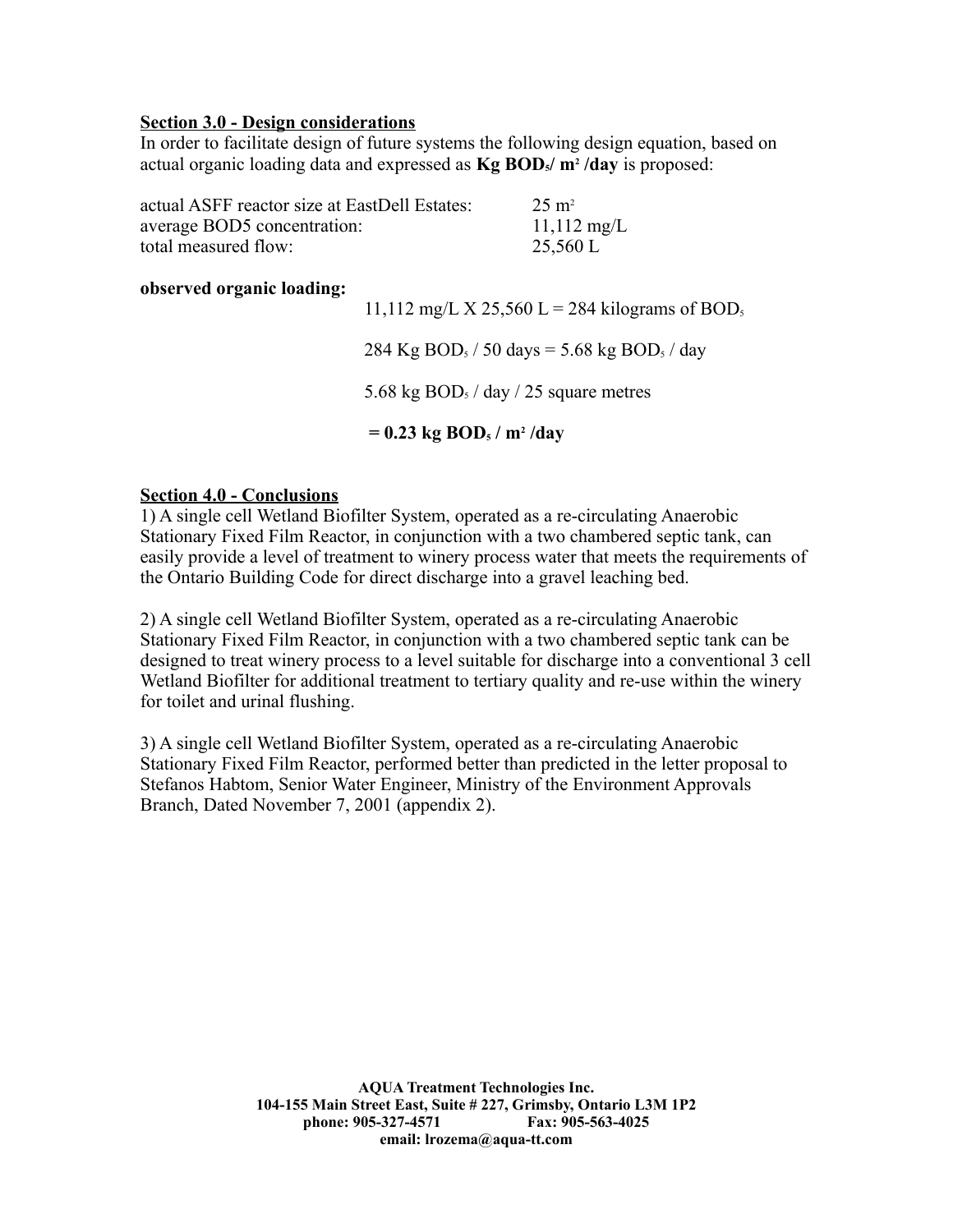**Section 3.0 - Design considerations**

In order to facilitate design of future systems the following design equation, based on actual organic loading data and expressed as **Kg $BOD_5$/ $m^2$ /day** is proposed:

| | |
|---|---|
| actual ASFF reactor size at EastDell Estates: | 25 $m^2$ |
| average BOD5 concentration: | 11,112 mg/L |
| total measured flow: | 25,560 L |

**observed organic loading:**

11,112 mg/L X 25,560 L = 284 kilograms of $BOD_5$

284 Kg $BOD_5$ / 50 days = 5.68 kg $BOD_5$ / day

5.68 kg $BOD_5$ / day / 25 square metres

**= 0.23 kg $BOD_5$ / $m^2$ /day**

**Section 4.0 - Conclusions**

1) A single cell Wetland Biofilter System, operated as a re-circulating Anaerobic Stationary Fixed Film Reactor, in conjunction with a two chambered septic tank, can easily provide a level of treatment to winery process water that meets the requirements of the Ontario Building Code for direct discharge into a gravel leaching bed.

2) A single cell Wetland Biofilter System, operated as a re-circulating Anaerobic Stationary Fixed Film Reactor, in conjunction with a two chambered septic tank can be designed to treat winery process to a level suitable for discharge into a conventional 3 cell Wetland Biofilter for additional treatment to tertiary quality and re-use within the winery for toilet and urinal flushing.

3) A single cell Wetland Biofilter System, operated as a re-circulating Anaerobic Stationary Fixed Film Reactor, performed better than predicted in the letter proposal to Stefanos Habtom, Senior Water Engineer, Ministry of the Environment Approvals Branch, Dated November 7, 2001 (appendix 2).

**AQUA Treatment Technologies Inc.**
**104-155 Main Street East, Suite # 227, Grimsby, Ontario L3M 1P2**
**phone: 905-327-4571 Fax: 905-563-4025**
**email: lrozema@aqua-tt.com**